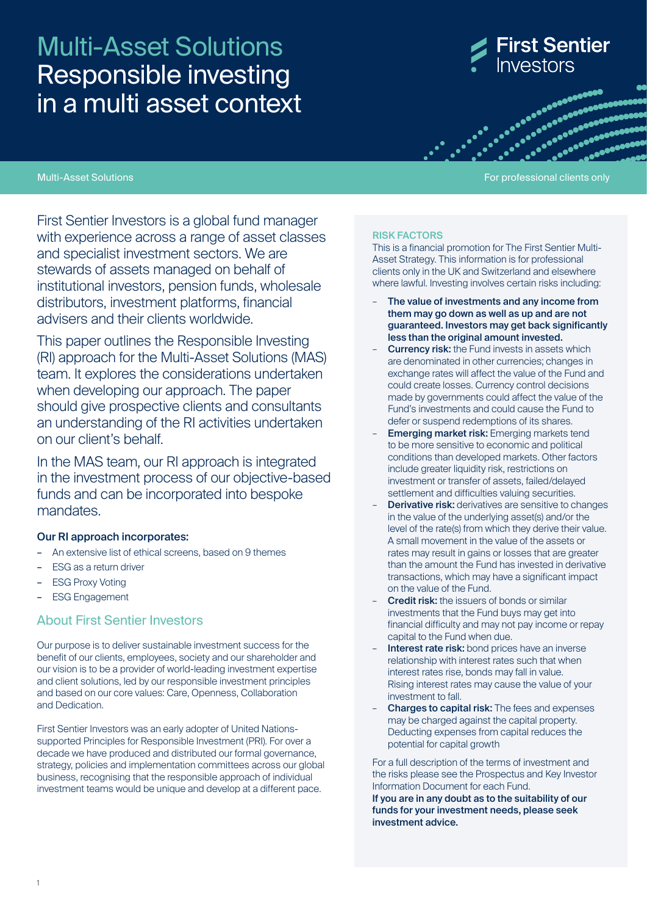# Multi-Asset Solutions Responsible investing in a multi asset context

First Sentier Investors

Multi-Asset Solutions

For professional clients only

First Sentier Investors is a global fund manager with experience across a range of asset classes and specialist investment sectors. We are stewards of assets managed on behalf of institutional investors, pension funds, wholesale distributors, investment platforms, financial advisers and their clients worldwide.

This paper outlines the Responsible Investing (RI) approach for the Multi-Asset Solutions (MAS) team. It explores the considerations undertaken when developing our approach. The paper should give prospective clients and consultants an understanding of the RI activities undertaken on our client's behalf.

In the MAS team, our RI approach is integrated in the investment process of our objective-based funds and can be incorporated into bespoke mandates.

**Our RI approach incorporates:**

- An extensive list of ethical screens, based on 9 themes
- ESG as a return driver
- ESG Proxy Voting
- ESG Engagement

## About First Sentier Investors

Our purpose is to deliver sustainable investment success for the benefit of our clients, employees, society and our shareholder and our vision is to be a provider of world-leading investment expertise and client solutions, led by our responsible investment principles and based on our core values: Care, Openness, Collaboration and Dedication.

First Sentier Investors was an early adopter of United Nations-supported Principles for Responsible Investment (PRI). For over a decade we have produced and distributed our formal governance, strategy, policies and implementation committees across our global business, recognising that the responsible approach of individual investment teams would be unique and develop at a different pace.

### RISK FACTORS

This is a financial promotion for The First Sentier Multi-Asset Strategy. This information is for professional clients only in the UK and Switzerland and elsewhere where lawful. Investing involves certain risks including:

- **The value of investments and any income from them may go down as well as up and are not guaranteed. Investors may get back significantly less than the original amount invested.**
- **Currency risk:** the Fund invests in assets which are denominated in other currencies; changes in exchange rates will affect the value of the Fund and could create losses. Currency control decisions made by governments could affect the value of the Fund's investments and could cause the Fund to defer or suspend redemptions of its shares.
- **Emerging market risk:** Emerging markets tend to be more sensitive to economic and political conditions than developed markets. Other factors include greater liquidity risk, restrictions on investment or transfer of assets, failed/delayed settlement and difficulties valuing securities.
- **Derivative risk:** derivatives are sensitive to changes in the value of the underlying asset(s) and/or the level of the rate(s) from which they derive their value. A small movement in the value of the assets or rates may result in gains or losses that are greater than the amount the Fund has invested in derivative transactions, which may have a significant impact on the value of the Fund.
- **Credit risk:** the issuers of bonds or similar investments that the Fund buys may get into financial difficulty and may not pay income or repay capital to the Fund when due.
- **Interest rate risk:** bond prices have an inverse relationship with interest rates such that when interest rates rise, bonds may fall in value. Rising interest rates may cause the value of your investment to fall.
- **Charges to capital risk:** The fees and expenses may be charged against the capital property. Deducting expenses from capital reduces the potential for capital growth

For a full description of the terms of investment and the risks please see the Prospectus and Key Investor Information Document for each Fund.
**If you are in any doubt as to the suitability of our funds for your investment needs, please seek investment advice.**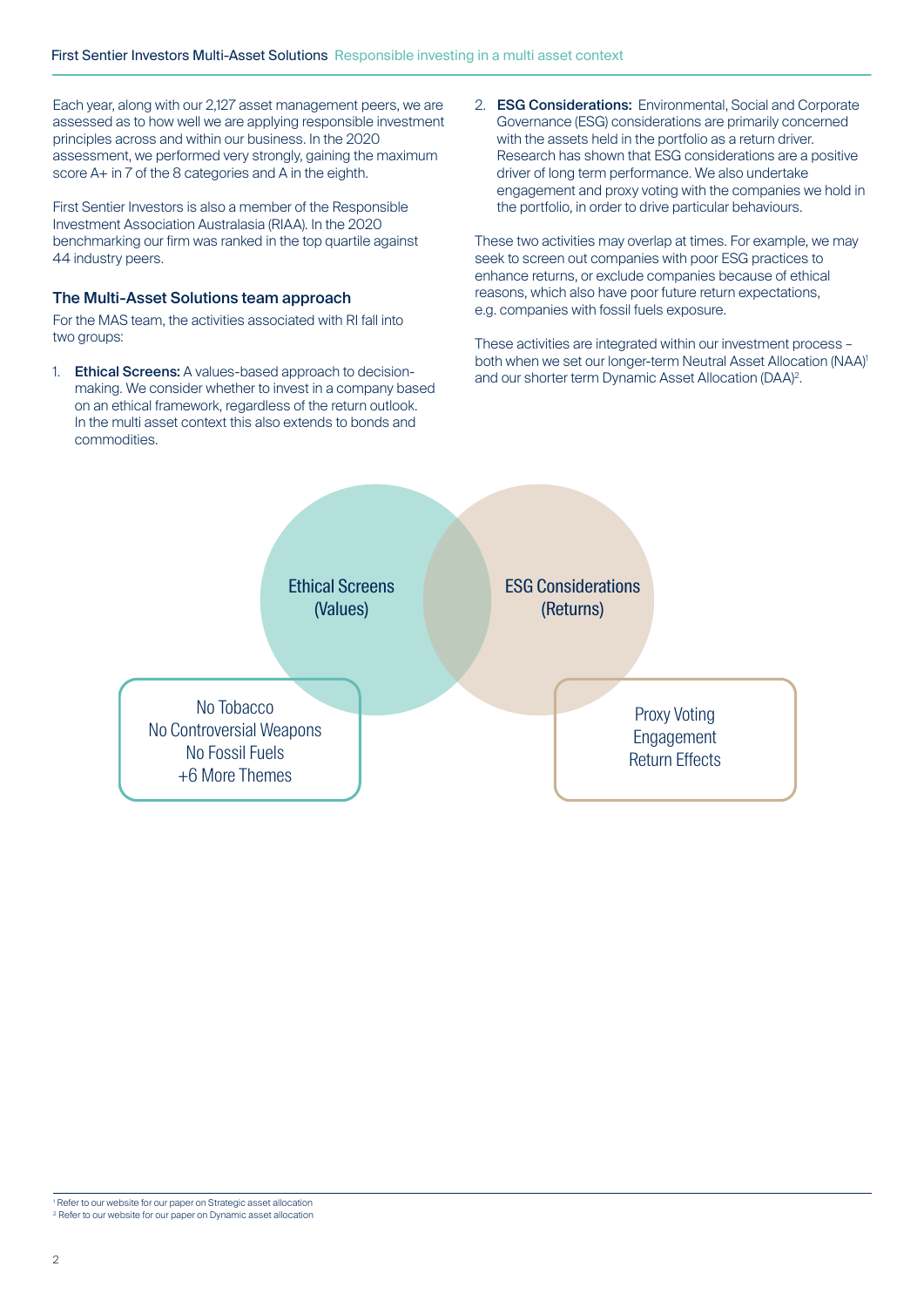Each year, along with our 2,127 asset management peers, we are assessed as to how well we are applying responsible investment principles across and within our business. In the 2020 assessment, we performed very strongly, gaining the maximum score A+ in 7 of the 8 categories and A in the eighth.

First Sentier Investors is also a member of the Responsible Investment Association Australasia (RIAA). In the 2020 benchmarking our firm was ranked in the top quartile against 44 industry peers.

### The Multi-Asset Solutions team approach

For the MAS team, the activities associated with RI fall into two groups:

1. **Ethical Screens:** A values-based approach to decision-making. We consider whether to invest in a company based on an ethical framework, regardless of the return outlook. In the multi asset context this also extends to bonds and commodities.
2. **ESG Considerations:** Environmental, Social and Corporate Governance (ESG) considerations are primarily concerned with the assets held in the portfolio as a return driver. Research has shown that ESG considerations are a positive driver of long term performance. We also undertake engagement and proxy voting with the companies we hold in the portfolio, in order to drive particular behaviours.

These two activities may overlap at times. For example, we may seek to screen out companies with poor ESG practices to enhance returns, or exclude companies because of ethical reasons, which also have poor future return expectations, e.g. companies with fossil fuels exposure.

These activities are integrated within our investment process – both when we set our longer-term Neutral Asset Allocation (NAA)[1] and our shorter term Dynamic Asset Allocation (DAA)[2].

Ethical Screens (Values)

No Tobacco
No Controversial Weapons
No Fossil Fuels
+6 More Themes

ESG Considerations (Returns)

Proxy Voting
Engagement
Return Effects

[1] Refer to our website for our paper on Strategic asset allocation
[2] Refer to our website for our paper on Dynamic asset allocation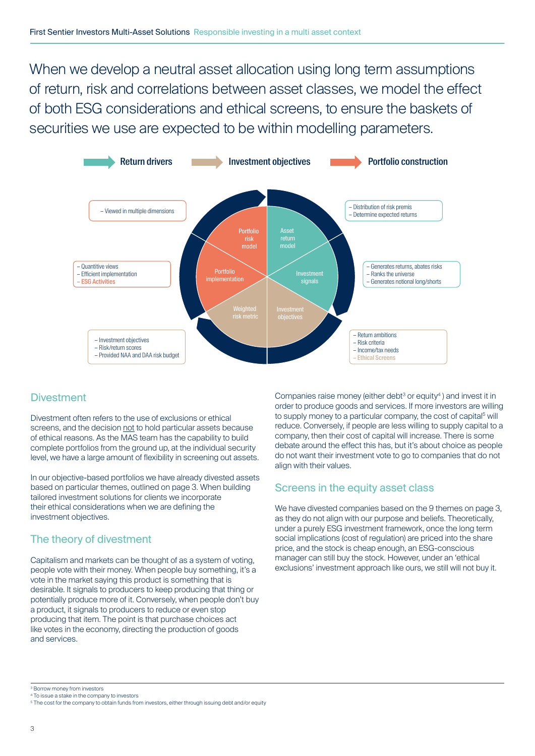When we develop a neutral asset allocation using long term assumptions of return, risk and correlations between asset classes, we model the effect of both ESG considerations and ethical screens, to ensure the baskets of securities we use are expected to be within modelling parameters.

Return drivers — Investment objectives — Portfolio construction

- Asset return model
  - Distribution of risk premis
  - Determine expected returns
- Investment signals
  - Generates returns, abates risks
  - Ranks the universe
  - Generates notional long/shorts
- Investment objectives
  - Return ambitions
  - Risk criteria
  - Income/tax needs
  - Ethical Screens
- Weighted risk metric
  - Investment objectives
  - Risk/return scores
  - Provided NAA and DAA risk budget
- Portfolio implementation
  - Quantitive views
  - Efficient implementation
  - ESG Activities
- Portfolio risk model
  - Viewed in multiple dimensions

## Divestment

Divestment often refers to the use of exclusions or ethical screens, and the decision not to hold particular assets because of ethical reasons. As the MAS team has the capability to build complete portfolios from the ground up, at the individual security level, we have a large amount of flexibility in screening out assets.

In our objective-based portfolios we have already divested assets based on particular themes, outlined on page 3. When building tailored investment solutions for clients we incorporate their ethical considerations when we are defining the investment objectives.

## The theory of divestment

Capitalism and markets can be thought of as a system of voting, people vote with their money. When people buy something, it's a vote in the market saying this product is something that is desirable. It signals to producers to keep producing that thing or potentially produce more of it. Conversely, when people don't buy a product, it signals to producers to reduce or even stop producing that item. The point is that purchase choices act like votes in the economy, directing the production of goods and services.

Companies raise money (either debt[3] or equity[4]) and invest it in order to produce goods and services. If more investors are willing to supply money to a particular company, the cost of capital[5] will reduce. Conversely, if people are less willing to supply capital to a company, then their cost of capital will increase. There is some debate around the effect this has, but it's about choice as people do not want their investment vote to go to companies that do not align with their values.

## Screens in the equity asset class

We have divested companies based on the 9 themes on page 3, as they do not align with our purpose and beliefs. Theoretically, under a purely ESG investment framework, once the long term social implications (cost of regulation) are priced into the share price, and the stock is cheap enough, an ESG-conscious manager can still buy the stock. However, under an 'ethical exclusions' investment approach like ours, we still will not buy it.

[3] Borrow money from investors
[4] To issue a stake in the company to investors
[5] The cost for the company to obtain funds from investors, either through issuing debt and/or equity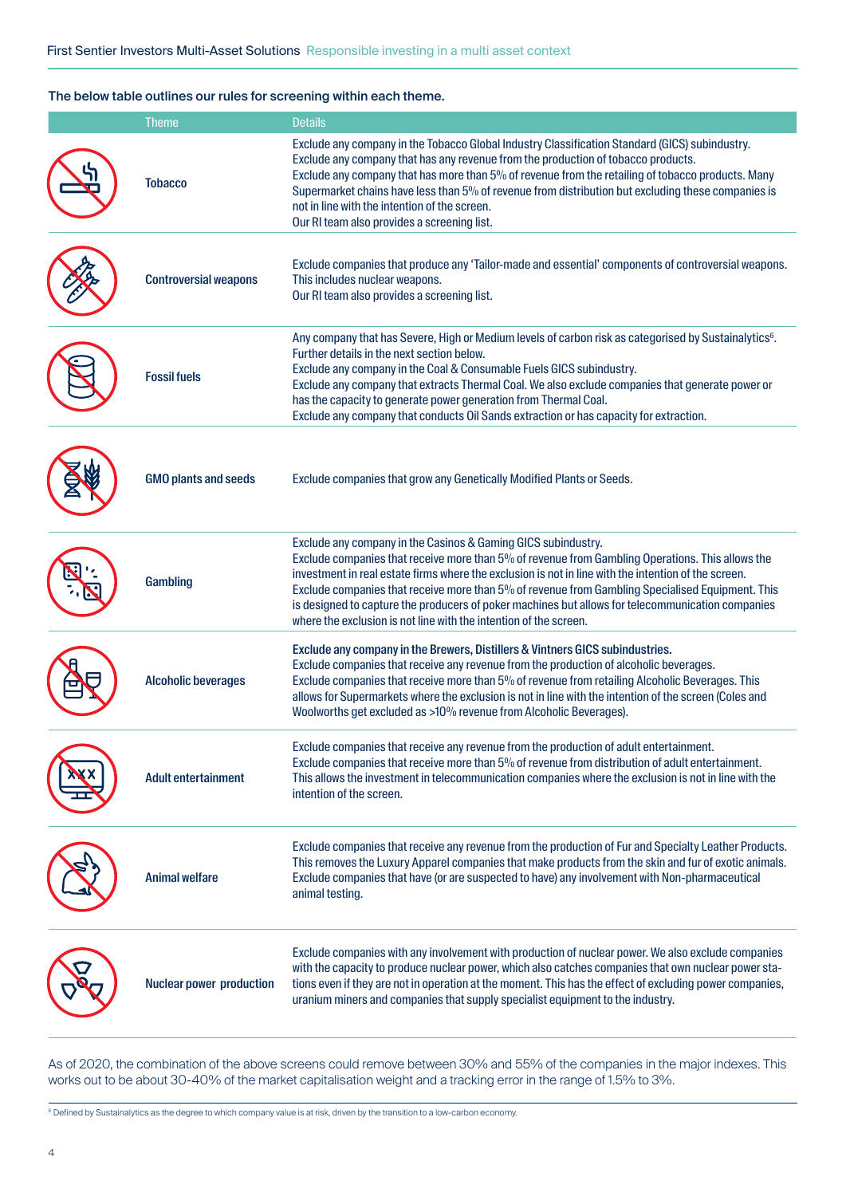The below table outlines our rules for screening within each theme.

| Theme | Details |
|---|---|
| Tobacco | Exclude any company in the Tobacco Global Industry Classification Standard (GICS) subindustry.<br>Exclude any company that has any revenue from the production of tobacco products.<br>Exclude any company that has more than 5% of revenue from the retailing of tobacco products. Many Supermarket chains have less than 5% of revenue from distribution but excluding these companies is not in line with the intention of the screen.<br>Our RI team also provides a screening list. |
| Controversial weapons | Exclude companies that produce any 'Tailor-made and essential' components of controversial weapons. This includes nuclear weapons.<br>Our RI team also provides a screening list. |
| Fossil fuels | Any company that has Severe, High or Medium levels of carbon risk as categorised by Sustainalytics[6]. Further details in the next section below.<br>Exclude any company in the Coal & Consumable Fuels GICS subindustry.<br>Exclude any company that extracts Thermal Coal. We also exclude companies that generate power or has the capacity to generate power generation from Thermal Coal.<br>Exclude any company that conducts Oil Sands extraction or has capacity for extraction. |
| GMO plants and seeds | Exclude companies that grow any Genetically Modified Plants or Seeds. |
| Gambling | Exclude any company in the Casinos & Gaming GICS subindustry.<br>Exclude companies that receive more than 5% of revenue from Gambling Operations. This allows the investment in real estate firms where the exclusion is not in line with the intention of the screen.<br>Exclude companies that receive more than 5% of revenue from Gambling Specialised Equipment. This is designed to capture the producers of poker machines but allows for telecommunication companies where the exclusion is not line with the intention of the screen. |
| Alcoholic beverages | **Exclude any company in the Brewers, Distillers & Vintners GICS subindustries.**<br>Exclude companies that receive any revenue from the production of alcoholic beverages.<br>Exclude companies that receive more than 5% of revenue from retailing Alcoholic Beverages. This allows for Supermarkets where the exclusion is not in line with the intention of the screen (Coles and Woolworths get excluded as >10% revenue from Alcoholic Beverages). |
| Adult entertainment | Exclude companies that receive any revenue from the production of adult entertainment.<br>Exclude companies that receive more than 5% of revenue from distribution of adult entertainment. This allows the investment in telecommunication companies where the exclusion is not in line with the intention of the screen. |
| Animal welfare | Exclude companies that receive any revenue from the production of Fur and Specialty Leather Products. This removes the Luxury Apparel companies that make products from the skin and fur of exotic animals.<br>Exclude companies that have (or are suspected to have) any involvement with Non-pharmaceutical animal testing. |
| Nuclear power production | Exclude companies with any involvement with production of nuclear power. We also exclude companies with the capacity to produce nuclear power, which also catches companies that own nuclear power stations even if they are not in operation at the moment. This has the effect of excluding power companies, uranium miners and companies that supply specialist equipment to the industry. |

As of 2020, the combination of the above screens could remove between 30% and 55% of the companies in the major indexes. This works out to be about 30-40% of the market capitalisation weight and a tracking error in the range of 1.5% to 3%.

[6] Defined by Sustainalytics as the degree to which company value is at risk, driven by the transition to a low-carbon economy.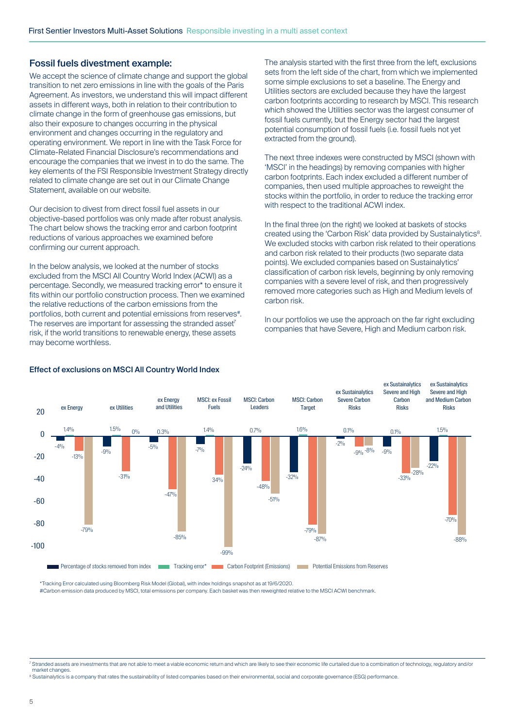## Fossil fuels divestment example:

We accept the science of climate change and support the global transition to net zero emissions in line with the goals of the Paris Agreement. As investors, we understand this will impact different assets in different ways, both in relation to their contribution to climate change in the form of greenhouse gas emissions, but also their exposure to changes occurring in the physical environment and changes occurring in the regulatory and operating environment. We report in line with the Task Force for Climate-Related Financial Disclosure's recommendations and encourage the companies that we invest in to do the same. The key elements of the FSI Responsible Investment Strategy directly related to climate change are set out in our Climate Change Statement, available on our website.

Our decision to divest from direct fossil fuel assets in our objective-based portfolios was only made after robust analysis. The chart below shows the tracking error and carbon footprint reductions of various approaches we examined before confirming our current approach.

In the below analysis, we looked at the number of stocks excluded from the MSCI All Country World Index (ACWI) as a percentage. Secondly, we measured tracking error* to ensure it fits within our portfolio construction process. Then we examined the relative reductions of the carbon emissions from the portfolios, both current and potential emissions from reserves#. The reserves are important for assessing the stranded asset[7] risk, if the world transitions to renewable energy, these assets may become worthless.

The analysis started with the first three from the left, exclusions sets from the left side of the chart, from which we implemented some simple exclusions to set a baseline. The Energy and Utilities sectors are excluded because they have the largest carbon footprints according to research by MSCI. This research which showed the Utilities sector was the largest consumer of fossil fuels currently, but the Energy sector had the largest potential consumption of fossil fuels (i.e. fossil fuels not yet extracted from the ground).

The next three indexes were constructed by MSCI (shown with 'MSCI' in the headings) by removing companies with higher carbon footprints. Each index excluded a different number of companies, then used multiple approaches to reweight the stocks within the portfolio, in order to reduce the tracking error with respect to the traditional ACWI index.

In the final three (on the right) we looked at baskets of stocks created using the 'Carbon Risk' data provided by Sustainalytics[8]. We excluded stocks with carbon risk related to their operations and carbon risk related to their products (two separate data points). We excluded companies based on Sustainalytics' classification of carbon risk levels, beginning by only removing companies with a severe level of risk, and then progressively removed more categories such as High and Medium levels of carbon risk.

In our portfolios we use the approach on the far right excluding companies that have Severe, High and Medium carbon risk.

### Effect of exclusions on MSCI All Country World Index

| | Percentage of stocks removed from index | Tracking error* | Carbon Footprint (Emissions) | Potential Emissions from Reserves |
|---|---|---|---|---|
| ex Energy | -4% | 1.4% | -13% | -79% |
| ex Utilities | -9% | 1.5% | -31% | 0% |
| ex Energy and Utilities | -5% | 0.3% | -47% | -85% |
| MSCI: ex Fossil Fuels | -7% | 1.4% | 34% | -99% |
| MSCI: Carbon Leaders | -24% | 0.7% | -48% | -51% |
| MSCI: Carbon Target | -32% | 1.6% | -79% | -87% |
| ex Sustainalytics Severe Carbon Risks | -2% | 0.1% | -9% | -8% |
| ex Sustainalytics Severe and High Carbon Risks | -9% | 0.1% | -33% | -28% |
| ex Sustainalytics Severe and High and Medium Carbon Risks | -22% | 1.5% | -70% | -88% |

*Tracking Error calculated using Bloomberg Risk Model (Global), with index holdings snapshot as at 19/6/2020.
#Carbon emission data produced by MSCI, total emissions per company. Each basket was then reweighted relative to the MSCI ACWI benchmark.

[7] Stranded assets are investments that are not able to meet a viable economic return and which are likely to see their economic life curtailed due to a combination of technology, regulatory and/or market changes.
[8] Sustainalytics is a company that rates the sustainability of listed companies based on their environmental, social and corporate governance (ESG) performance.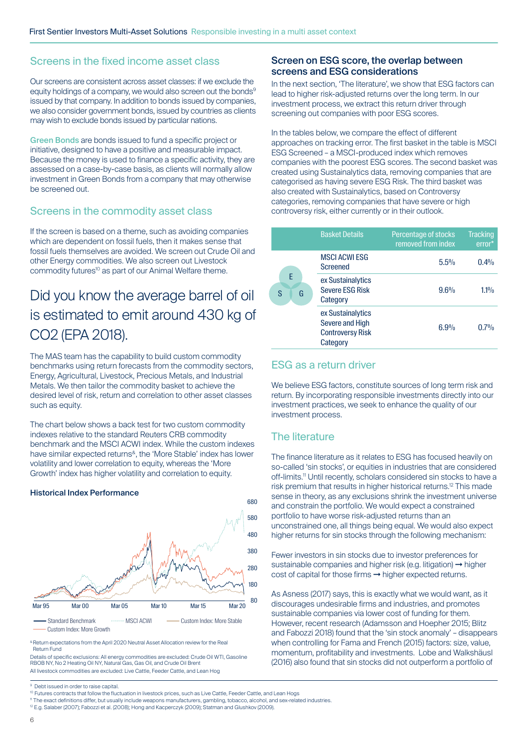## Screens in the fixed income asset class

Our screens are consistent across asset classes: if we exclude the equity holdings of a company, we would also screen out the bonds[9] issued by that company. In addition to bonds issued by companies, we also consider government bonds, issued by countries as clients may wish to exclude bonds issued by particular nations.

**Green Bonds** are bonds issued to fund a specific project or initiative, designed to have a positive and measurable impact. Because the money is used to finance a specific activity, they are assessed on a case-by-case basis, as clients will normally allow investment in Green Bonds from a company that may otherwise be screened out.

## Screens in the commodity asset class

If the screen is based on a theme, such as avoiding companies which are dependent on fossil fuels, then it makes sense that fossil fuels themselves are avoided. We screen out Crude Oil and other Energy commodities. We also screen out Livestock commodity futures[10] as part of our Animal Welfare theme.

## Did you know the average barrel of oil is estimated to emit around 430 kg of CO2 (EPA 2018).

The MAS team has the capability to build custom commodity benchmarks using return forecasts from the commodity sectors, Energy, Agricultural, Livestock, Precious Metals, and Industrial Metals. We then tailor the commodity basket to achieve the desired level of risk, return and correlation to other asset classes such as equity.

The chart below shows a back test for two custom commodity indexes relative to the standard Reuters CRB commodity benchmark and the MSCI ACWI index. While the custom indexes have similar expected returns[&], the 'More Stable' index has lower volatility and lower correlation to equity, whereas the 'More Growth' index has higher volatility and correlation to equity.

### Historical Index Performance

Standard Benchmark · MSCI ACWI · Custom Index: More Stable · Custom Index: More Growth

[&] Return expectations from the April 2020 Neutral Asset Allocation review for the Real Return Fund

Details of specific exclusions: All energy commodities are excluded: Crude Oil WTI, Gasoline RBOB NY, No 2 Heating Oil NY, Natural Gas, Gas Oil, and Crude Oil Brent

All livestock commodities are excluded: Live Cattle, Feeder Cattle, and Lean Hog

### Screen on ESG score, the overlap between screens and ESG considerations

In the next section, 'The literature', we show that ESG factors can lead to higher risk-adjusted returns over the long term. In our investment process, we extract this return driver through screening out companies with poor ESG scores.

In the tables below, we compare the effect of different approaches on tracking error. The first basket in the table is MSCI ESG Screened – a MSCI-produced index which removes companies with the poorest ESG scores. The second basket was created using Sustainalytics data, removing companies that are categorised as having severe ESG Risk. The third basket was also created with Sustainalytics, based on Controversy categories, removing companies that have severe or high controversy risk, either currently or in their outlook.

| Basket Details | Percentage of stocks removed from index | Tracking error* |
|---|---|---|
| MSCI ACWI ESG Screened | 5.5% | 0.4% |
| ex Sustainalytics Severe ESG Risk Category | 9.6% | 1.1% |
| ex Sustainalytics Severe and High Controversy Risk Category | 6.9% | 0.7% |

## ESG as a return driver

We believe ESG factors, constitute sources of long term risk and return. By incorporating responsible investments directly into our investment practices, we seek to enhance the quality of our investment process.

## The literature

The finance literature as it relates to ESG has focused heavily on so-called 'sin stocks', or equities in industries that are considered off-limits.[11] Until recently, scholars considered sin stocks to have a risk premium that results in higher historical returns.[12] This made sense in theory, as any exclusions shrink the investment universe and constrain the portfolio. We would expect a constrained portfolio to have worse risk-adjusted returns than an unconstrained one, all things being equal. We would also expect higher returns for sin stocks through the following mechanism:

Fewer investors in sin stocks due to investor preferences for sustainable companies and higher risk (e.g. litigation) ➞ higher cost of capital for those firms ➞ higher expected returns.

As Asness (2017) says, this is exactly what we would want, as it discourages undesirable firms and industries, and promotes sustainable companies via lower cost of funding for them. However, recent research (Adamsson and Hoepher 2015; Blitz and Fabozzi 2018) found that the 'sin stock anomaly' – disappears when controlling for Fama and French (2015) factors: size, value, momentum, profitability and investments. Lobe and Walkshäusl (2016) also found that sin stocks did not outperform a portfolio of

[9] Debt issued in order to raise capital.
[10] Futures contracts that follow the fluctuation in livestock prices, such as Live Cattle, Feeder Cattle, and Lean Hogs
[11] The exact definitions differ, but usually include weapons manufacturers, gambling, tobacco, alcohol, and sex-related industries.
[12] E.g. Salaber (2007); Fabozzi et al. (2008); Hong and Kacperczyk (2009); Statman and Glushkov (2009).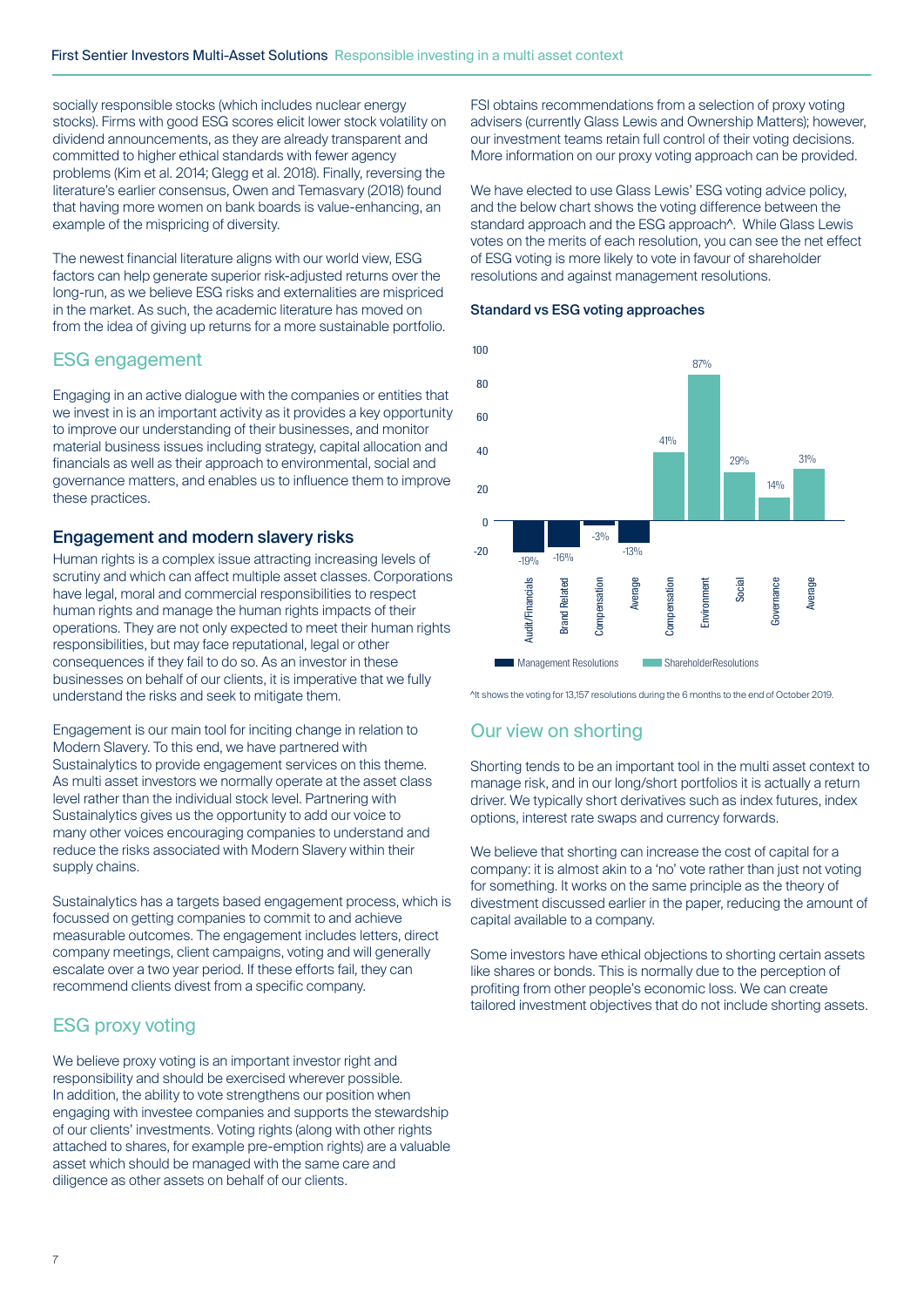socially responsible stocks (which includes nuclear energy stocks). Firms with good ESG scores elicit lower stock volatility on dividend announcements, as they are already transparent and committed to higher ethical standards with fewer agency problems (Kim et al. 2014; Glegg et al. 2018). Finally, reversing the literature's earlier consensus, Owen and Temasvary (2018) found that having more women on bank boards is value-enhancing, an example of the mispricing of diversity.

The newest financial literature aligns with our world view, ESG factors can help generate superior risk-adjusted returns over the long-run, as we believe ESG risks and externalities are mispriced in the market. As such, the academic literature has moved on from the idea of giving up returns for a more sustainable portfolio.

## ESG engagement

Engaging in an active dialogue with the companies or entities that we invest in is an important activity as it provides a key opportunity to improve our understanding of their businesses, and monitor material business issues including strategy, capital allocation and financials as well as their approach to environmental, social and governance matters, and enables us to influence them to improve these practices.

### Engagement and modern slavery risks

Human rights is a complex issue attracting increasing levels of scrutiny and which can affect multiple asset classes. Corporations have legal, moral and commercial responsibilities to respect human rights and manage the human rights impacts of their operations. They are not only expected to meet their human rights responsibilities, but may face reputational, legal or other consequences if they fail to do so. As an investor in these businesses on behalf of our clients, it is imperative that we fully understand the risks and seek to mitigate them.

Engagement is our main tool for inciting change in relation to Modern Slavery. To this end, we have partnered with Sustainalytics to provide engagement services on this theme. As multi asset investors we normally operate at the asset class level rather than the individual stock level. Partnering with Sustainalytics gives us the opportunity to add our voice to many other voices encouraging companies to understand and reduce the risks associated with Modern Slavery within their supply chains.

Sustainalytics has a targets based engagement process, which is focussed on getting companies to commit to and achieve measurable outcomes. The engagement includes letters, direct company meetings, client campaigns, voting and will generally escalate over a two year period. If these efforts fail, they can recommend clients divest from a specific company.

## ESG proxy voting

We believe proxy voting is an important investor right and responsibility and should be exercised wherever possible. In addition, the ability to vote strengthens our position when engaging with investee companies and supports the stewardship of our clients' investments. Voting rights (along with other rights attached to shares, for example pre-emption rights) are a valuable asset which should be managed with the same care and diligence as other assets on behalf of our clients.

FSI obtains recommendations from a selection of proxy voting advisers (currently Glass Lewis and Ownership Matters); however, our investment teams retain full control of their voting decisions. More information on our proxy voting approach can be provided.

We have elected to use Glass Lewis' ESG voting advice policy, and the below chart shows the voting difference between the standard approach and the ESG approach^. While Glass Lewis votes on the merits of each resolution, you can see the net effect of ESG voting is more likely to vote in favour of shareholder resolutions and against management resolutions.

**Standard vs ESG voting approaches**

| Resolution type | Category | Voting difference |
|---|---|---|
| Management Resolutions | Audit/Financials | -19% |
| Management Resolutions | Brand Related | -16% |
| Management Resolutions | Compensation | -3% |
| Management Resolutions | Average | -13% |
| Shareholder Resolutions | Compensation | 41% |
| Shareholder Resolutions | Environment | 87% |
| Shareholder Resolutions | Social | 29% |
| Shareholder Resolutions | Governance | 14% |
| Shareholder Resolutions | Average | 31% |

^It shows the voting for 13,157 resolutions during the 6 months to the end of October 2019.

## Our view on shorting

Shorting tends to be an important tool in the multi asset context to manage risk, and in our long/short portfolios it is actually a return driver. We typically short derivatives such as index futures, index options, interest rate swaps and currency forwards.

We believe that shorting can increase the cost of capital for a company: it is almost akin to a 'no' vote rather than just not voting for something. It works on the same principle as the theory of divestment discussed earlier in the paper, reducing the amount of capital available to a company.

Some investors have ethical objections to shorting certain assets like shares or bonds. This is normally due to the perception of profiting from other people's economic loss. We can create tailored investment objectives that do not include shorting assets.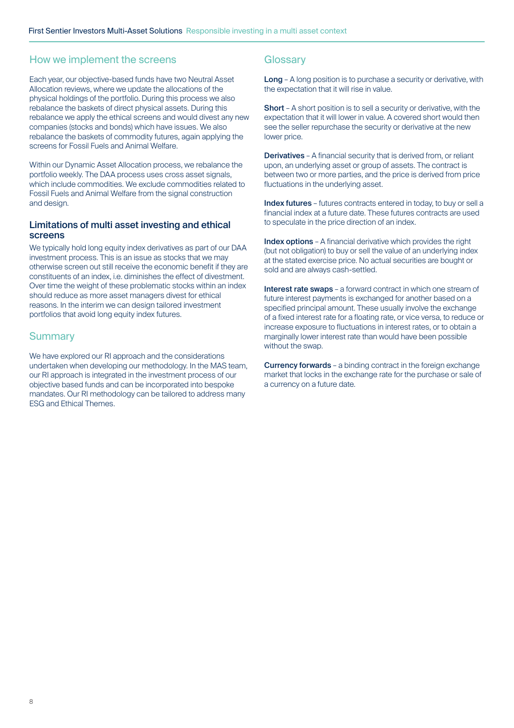## How we implement the screens

Each year, our objective-based funds have two Neutral Asset Allocation reviews, where we update the allocations of the physical holdings of the portfolio. During this process we also rebalance the baskets of direct physical assets. During this rebalance we apply the ethical screens and would divest any new companies (stocks and bonds) which have issues. We also rebalance the baskets of commodity futures, again applying the screens for Fossil Fuels and Animal Welfare.

Within our Dynamic Asset Allocation process, we rebalance the portfolio weekly. The DAA process uses cross asset signals, which include commodities. We exclude commodities related to Fossil Fuels and Animal Welfare from the signal construction and design.

### Limitations of multi asset investing and ethical screens

We typically hold long equity index derivatives as part of our DAA investment process. This is an issue as stocks that we may otherwise screen out still receive the economic benefit if they are constituents of an index, i.e. diminishes the effect of divestment. Over time the weight of these problematic stocks within an index should reduce as more asset managers divest for ethical reasons. In the interim we can design tailored investment portfolios that avoid long equity index futures.

## Summary

We have explored our RI approach and the considerations undertaken when developing our methodology. In the MAS team, our RI approach is integrated in the investment process of our objective based funds and can be incorporated into bespoke mandates. Our RI methodology can be tailored to address many ESG and Ethical Themes.

## Glossary

**Long** – A long position is to purchase a security or derivative, with the expectation that it will rise in value.

**Short** – A short position is to sell a security or derivative, with the expectation that it will lower in value. A covered short would then see the seller repurchase the security or derivative at the new lower price.

**Derivatives** – A financial security that is derived from, or reliant upon, an underlying asset or group of assets. The contract is between two or more parties, and the price is derived from price fluctuations in the underlying asset.

**Index futures** – futures contracts entered in today, to buy or sell a financial index at a future date. These futures contracts are used to speculate in the price direction of an index.

**Index options** – A financial derivative which provides the right (but not obligation) to buy or sell the value of an underlying index at the stated exercise price. No actual securities are bought or sold and are always cash-settled.

**Interest rate swaps** – a forward contract in which one stream of future interest payments is exchanged for another based on a specified principal amount. These usually involve the exchange of a fixed interest rate for a floating rate, or vice versa, to reduce or increase exposure to fluctuations in interest rates, or to obtain a marginally lower interest rate than would have been possible without the swap.

**Currency forwards** – a binding contract in the foreign exchange market that locks in the exchange rate for the purchase or sale of a currency on a future date.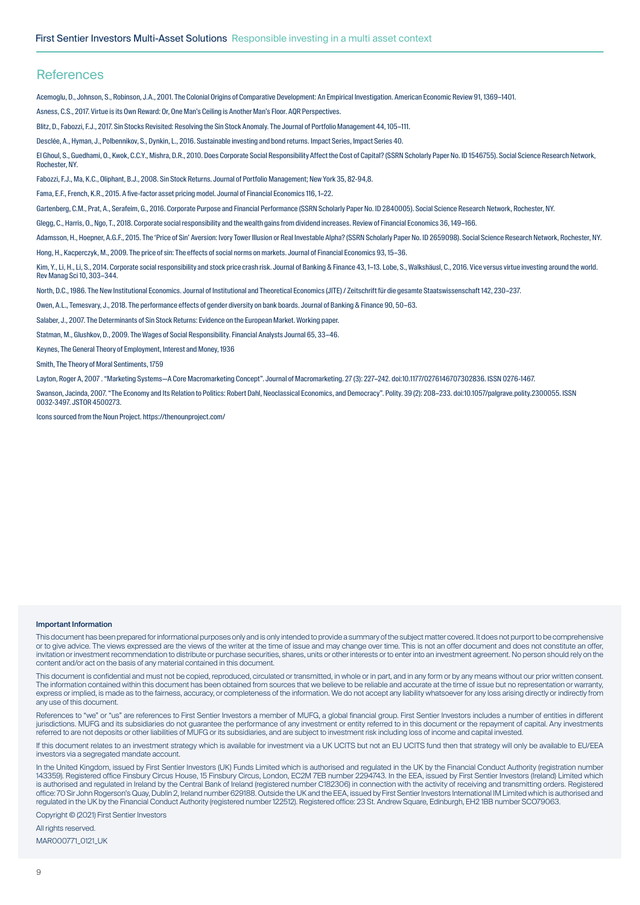# References

Acemoglu, D., Johnson, S., Robinson, J.A., 2001. The Colonial Origins of Comparative Development: An Empirical Investigation. American Economic Review 91, 1369–1401.

Asness, C.S., 2017. Virtue is its Own Reward: Or, One Man's Ceiling is Another Man's Floor. AQR Perspectives.

Blitz, D., Fabozzi, F.J., 2017. Sin Stocks Revisited: Resolving the Sin Stock Anomaly. The Journal of Portfolio Management 44, 105–111.

Desclée, A., Hyman, J., Polbennikov, S., Dynkin, L., 2016. Sustainable investing and bond returns. Impact Series, Impact Series 40.

El Ghoul, S., Guedhami, O., Kwok, C.C.Y., Mishra, D.R., 2010. Does Corporate Social Responsibility Affect the Cost of Capital? (SSRN Scholarly Paper No. ID 1546755). Social Science Research Network, Rochester, NY.

Fabozzi, F.J., Ma, K.C., Oliphant, B.J., 2008. Sin Stock Returns. Journal of Portfolio Management; New York 35, 82-94,8.

Fama, E.F., French, K.R., 2015. A five-factor asset pricing model. Journal of Financial Economics 116, 1–22.

Gartenberg, C.M., Prat, A., Serafeim, G., 2016. Corporate Purpose and Financial Performance (SSRN Scholarly Paper No. ID 2840005). Social Science Research Network, Rochester, NY.

Glegg, C., Harris, O., Ngo, T., 2018. Corporate social responsibility and the wealth gains from dividend increases. Review of Financial Economics 36, 149–166.

Adamsson, H., Hoepner, A.G.F., 2015. The 'Price of Sin' Aversion: Ivory Tower Illusion or Real Investable Alpha? (SSRN Scholarly Paper No. ID 2659098). Social Science Research Network, Rochester, NY.

Hong, H., Kacperczyk, M., 2009. The price of sin: The effects of social norms on markets. Journal of Financial Economics 93, 15–36.

Kim, Y., Li, H., Li, S., 2014. Corporate social responsibility and stock price crash risk. Journal of Banking & Finance 43, 1–13. Lobe, S., Walkshäusl, C., 2016. Vice versus virtue investing around the world. Rev Manag Sci 10, 303–344.

North, D.C., 1986. The New Institutional Economics. Journal of Institutional and Theoretical Economics (JITE) / Zeitschrift für die gesamte Staatswissenschaft 142, 230–237.

Owen, A.L., Temesvary, J., 2018. The performance effects of gender diversity on bank boards. Journal of Banking & Finance 90, 50–63.

Salaber, J., 2007. The Determinants of Sin Stock Returns: Evidence on the European Market. Working paper.

Statman, M., Glushkov, D., 2009. The Wages of Social Responsibility. Financial Analysts Journal 65, 33–46.

Keynes, The General Theory of Employment, Interest and Money, 1936

Smith, The Theory of Moral Sentiments, 1759

Layton, Roger A, 2007 . "Marketing Systems—A Core Macromarketing Concept". Journal of Macromarketing. 27 (3): 227–242. doi:10.1177/0276146707302836. ISSN 0276-1467.

Swanson, Jacinda, 2007. "The Economy and Its Relation to Politics: Robert Dahl, Neoclassical Economics, and Democracy". Polity. 39 (2): 208–233. doi:10.1057/palgrave.polity.2300055. ISSN 0032-3497. JSTOR 4500273.

Icons sourced from the Noun Project. https://thenounproject.com/

**Important Information**

This document has been prepared for informational purposes only and is only intended to provide a summary of the subject matter covered. It does not purport to be comprehensive or to give advice. The views expressed are the views of the writer at the time of issue and may change over time. This is not an offer document and does not constitute an offer, invitation or investment recommendation to distribute or purchase securities, shares, units or other interests or to enter into an investment agreement. No person should rely on the content and/or act on the basis of any material contained in this document.

This document is confidential and must not be copied, reproduced, circulated or transmitted, in whole or in part, and in any form or by any means without our prior written consent. The information contained within this document has been obtained from sources that we believe to be reliable and accurate at the time of issue but no representation or warranty, express or implied, is made as to the fairness, accuracy, or completeness of the information. We do not accept any liability whatsoever for any loss arising directly or indirectly from any use of this document.

References to "we" or "us" are references to First Sentier Investors a member of MUFG, a global financial group. First Sentier Investors includes a number of entities in different jurisdictions. MUFG and its subsidiaries do not guarantee the performance of any investment or entity referred to in this document or the repayment of capital. Any investments referred to are not deposits or other liabilities of MUFG or its subsidiaries, and are subject to investment risk including loss of income and capital invested.

If this document relates to an investment strategy which is available for investment via a UK UCITS but not an EU UCITS fund then that strategy will only be available to EU/EEA investors via a segregated mandate account.

In the United Kingdom, issued by First Sentier Investors (UK) Funds Limited which is authorised and regulated in the UK by the Financial Conduct Authority (registration number 143359). Registered office Finsbury Circus House, 15 Finsbury Circus, London, EC2M 7EB number 2294743. In the EEA, issued by First Sentier Investors (Ireland) Limited which is authorised and regulated in Ireland by the Central Bank of Ireland (registered number C182306) in connection with the activity of receiving and transmitting orders. Registered office: 70 Sir John Rogerson's Quay, Dublin 2, Ireland number 629188. Outside the UK and the EEA, issued by First Sentier Investors International IM Limited which is authorised and regulated in the UK by the Financial Conduct Authority (registered number 122512). Registered office: 23 St. Andrew Square, Edinburgh, EH2 1BB number SCO79063.

Copyright © (2021) First Sentier Investors

All rights reserved.

MAR000771_0121_UK